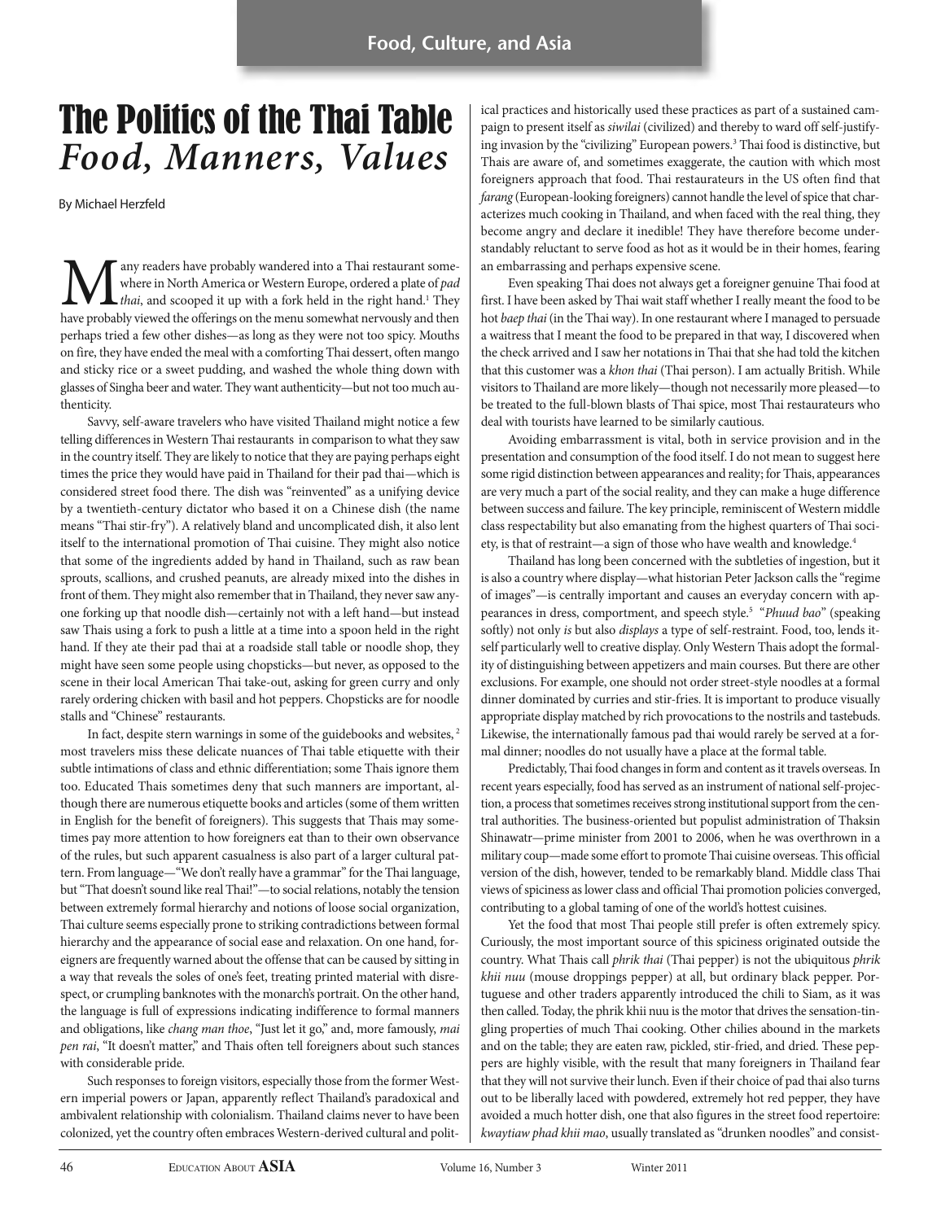# The Politics of the Thai Table
## *Food, Manners, Values*

By Michael Herzfeld

Many readers have probably wandered into a Thai restaurant somewhere in North America or Western Europe, ordered a plate of *pad thai*, and scooped it up with a fork held in the right hand.[1] They have probably viewed the offerings on the menu somewhat nervously and then perhaps tried a few other dishes—as long as they were not too spicy. Mouths on fire, they have ended the meal with a comforting Thai dessert, often mango and sticky rice or a sweet pudding, and washed the whole thing down with glasses of Singha beer and water. They want authenticity—but not too much authenticity.

Savvy, self-aware travelers who have visited Thailand might notice a few telling differences in Western Thai restaurants in comparison to what they saw in the country itself. They are likely to notice that they are paying perhaps eight times the price they would have paid in Thailand for their pad thai—which is considered street food there. The dish was "reinvented" as a unifying device by a twentieth-century dictator who based it on a Chinese dish (the name means "Thai stir-fry"). A relatively bland and uncomplicated dish, it also lent itself to the international promotion of Thai cuisine. They might also notice that some of the ingredients added by hand in Thailand, such as raw bean sprouts, scallions, and crushed peanuts, are already mixed into the dishes in front of them. They might also remember that in Thailand, they never saw anyone forking up that noodle dish—certainly not with a left hand—but instead saw Thais using a fork to push a little at a time into a spoon held in the right hand. If they ate their pad thai at a roadside stall table or noodle shop, they might have seen some people using chopsticks—but never, as opposed to the scene in their local American Thai take-out, asking for green curry and only rarely ordering chicken with basil and hot peppers. Chopsticks are for noodle stalls and "Chinese" restaurants.

In fact, despite stern warnings in some of the guidebooks and websites,[2] most travelers miss these delicate nuances of Thai table etiquette with their subtle intimations of class and ethnic differentiation; some Thais ignore them too. Educated Thais sometimes deny that such manners are important, although there are numerous etiquette books and articles (some of them written in English for the benefit of foreigners). This suggests that Thais may sometimes pay more attention to how foreigners eat than to their own observance of the rules, but such apparent casualness is also part of a larger cultural pattern. From language—"We don't really have a grammar" for the Thai language, but "That doesn't sound like real Thai!"—to social relations, notably the tension between extremely formal hierarchy and notions of loose social organization, Thai culture seems especially prone to striking contradictions between formal hierarchy and the appearance of social ease and relaxation. On one hand, foreigners are frequently warned about the offense that can be caused by sitting in a way that reveals the soles of one's feet, treating printed material with disrespect, or crumpling banknotes with the monarch's portrait. On the other hand, the language is full of expressions indicating indifference to formal manners and obligations, like *chang man thoe*, "Just let it go," and, more famously, *mai pen rai*, "It doesn't matter," and Thais often tell foreigners about such stances with considerable pride.

Such responses to foreign visitors, especially those from the former Western imperial powers or Japan, apparently reflect Thailand's paradoxical and ambivalent relationship with colonialism. Thailand claims never to have been colonized, yet the country often embraces Western-derived cultural and political practices and historically used these practices as part of a sustained campaign to present itself as *siwilai* (civilized) and thereby to ward off self-justifying invasion by the "civilizing" European powers.[3] Thai food is distinctive, but Thais are aware of, and sometimes exaggerate, the caution with which most foreigners approach that food. Thai restaurateurs in the US often find that *farang* (European-looking foreigners) cannot handle the level of spice that characterizes much cooking in Thailand, and when faced with the real thing, they become angry and declare it inedible! They have therefore become understandably reluctant to serve food as hot as it would be in their homes, fearing an embarrassing and perhaps expensive scene.

Even speaking Thai does not always get a foreigner genuine Thai food at first. I have been asked by Thai wait staff whether I really meant the food to be hot *baep thai* (in the Thai way). In one restaurant where I managed to persuade a waitress that I meant the food to be prepared in that way, I discovered when the check arrived and I saw her notations in Thai that she had told the kitchen that this customer was a *khon thai* (Thai person). I am actually British. While visitors to Thailand are more likely—though not necessarily more pleased—to be treated to the full-blown blasts of Thai spice, most Thai restaurateurs who deal with tourists have learned to be similarly cautious.

Avoiding embarrassment is vital, both in service provision and in the presentation and consumption of the food itself. I do not mean to suggest here some rigid distinction between appearances and reality; for Thais, appearances are very much a part of the social reality, and they can make a huge difference between success and failure. The key principle, reminiscent of Western middle class respectability but also emanating from the highest quarters of Thai society, is that of restraint—a sign of those who have wealth and knowledge.[4]

Thailand has long been concerned with the subtleties of ingestion, but it is also a country where display—what historian Peter Jackson calls the "regime of images"—is centrally important and causes an everyday concern with appearances in dress, comportment, and speech style.[5] "*Phuud bao*" (speaking softly) not only *is* but also *displays* a type of self-restraint. Food, too, lends itself particularly well to creative display. Only Western Thais adopt the formality of distinguishing between appetizers and main courses. But there are other exclusions. For example, one should not order street-style noodles at a formal dinner dominated by curries and stir-fries. It is important to produce visually appropriate display matched by rich provocations to the nostrils and tastebuds. Likewise, the internationally famous pad thai would rarely be served at a formal dinner; noodles do not usually have a place at the formal table.

Predictably, Thai food changes in form and content as it travels overseas. In recent years especially, food has served as an instrument of national self-projection, a process that sometimes receives strong institutional support from the central authorities. The business-oriented but populist administration of Thaksin Shinawatr—prime minister from 2001 to 2006, when he was overthrown in a military coup—made some effort to promote Thai cuisine overseas. This official version of the dish, however, tended to be remarkably bland. Middle class Thai views of spiciness as lower class and official Thai promotion policies converged, contributing to a global taming of one of the world's hottest cuisines.

Yet the food that most Thai people still prefer is often extremely spicy. Curiously, the most important source of this spiciness originated outside the country. What Thais call *phrik thai* (Thai pepper) is not the ubiquitous *phrik khii nuu* (mouse droppings pepper) at all, but ordinary black pepper. Portuguese and other traders apparently introduced the chili to Siam, as it was then called. Today, the phrik khii nuu is the motor that drives the sensation-tingling properties of much Thai cooking. Other chilies abound in the markets and on the table; they are eaten raw, pickled, stir-fried, and dried. These peppers are highly visible, with the result that many foreigners in Thailand fear that they will not survive their lunch. Even if their choice of pad thai also turns out to be liberally laced with powdered, extremely hot red pepper, they have avoided a much hotter dish, one that also figures in the street food repertoire: *kwaytiaw phad khii mao*, usually translated as "drunken noodles" and consist-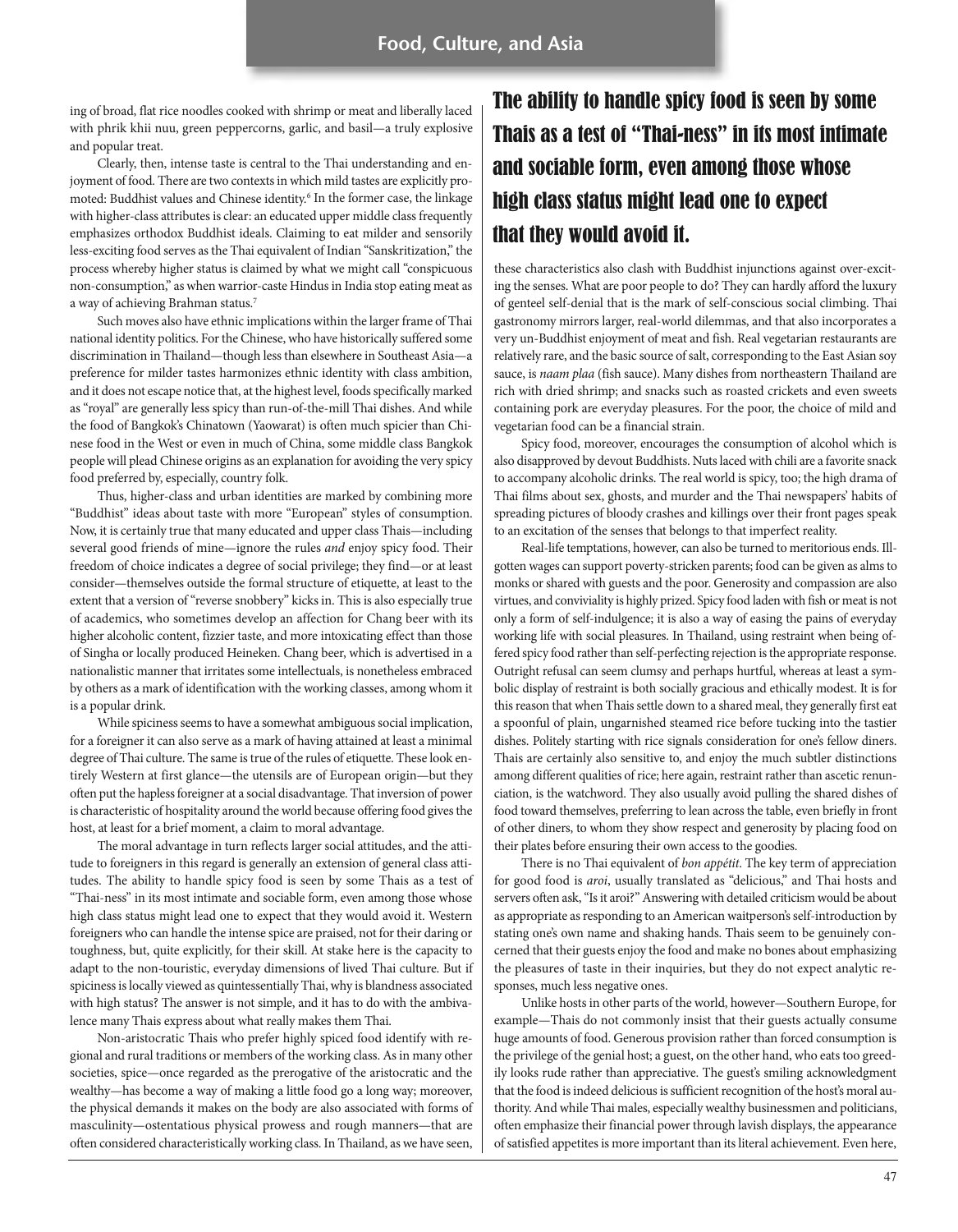ing of broad, flat rice noodles cooked with shrimp or meat and liberally laced with phrik khii nuu, green peppercorns, garlic, and basil—a truly explosive and popular treat.

Clearly, then, intense taste is central to the Thai understanding and enjoyment of food. There are two contexts in which mild tastes are explicitly promoted: Buddhist values and Chinese identity.[6] In the former case, the linkage with higher-class attributes is clear: an educated upper middle class frequently emphasizes orthodox Buddhist ideals. Claiming to eat milder and sensorily less-exciting food serves as the Thai equivalent of Indian "Sanskritization," the process whereby higher status is claimed by what we might call "conspicuous non-consumption," as when warrior-caste Hindus in India stop eating meat as a way of achieving Brahman status.[7]

Such moves also have ethnic implications within the larger frame of Thai national identity politics. For the Chinese, who have historically suffered some discrimination in Thailand—though less than elsewhere in Southeast Asia—a preference for milder tastes harmonizes ethnic identity with class ambition, and it does not escape notice that, at the highest level, foods specifically marked as "royal" are generally less spicy than run-of-the-mill Thai dishes. And while the food of Bangkok's Chinatown (Yaowarat) is often much spicier than Chinese food in the West or even in much of China, some middle class Bangkok people will plead Chinese origins as an explanation for avoiding the very spicy food preferred by, especially, country folk.

Thus, higher-class and urban identities are marked by combining more "Buddhist" ideas about taste with more "European" styles of consumption. Now, it is certainly true that many educated and upper class Thais—including several good friends of mine—ignore the rules *and* enjoy spicy food. Their freedom of choice indicates a degree of social privilege; they find—or at least consider—themselves outside the formal structure of etiquette, at least to the extent that a version of "reverse snobbery" kicks in. This is also especially true of academics, who sometimes develop an affection for Chang beer with its higher alcoholic content, fizzier taste, and more intoxicating effect than those of Singha or locally produced Heineken. Chang beer, which is advertised in a nationalistic manner that irritates some intellectuals, is nonetheless embraced by others as a mark of identification with the working classes, among whom it is a popular drink.

While spiciness seems to have a somewhat ambiguous social implication, for a foreigner it can also serve as a mark of having attained at least a minimal degree of Thai culture. The same is true of the rules of etiquette. These look entirely Western at first glance—the utensils are of European origin—but they often put the hapless foreigner at a social disadvantage. That inversion of power is characteristic of hospitality around the world because offering food gives the host, at least for a brief moment, a claim to moral advantage.

The moral advantage in turn reflects larger social attitudes, and the attitude to foreigners in this regard is generally an extension of general class attitudes. The ability to handle spicy food is seen by some Thais as a test of "Thai-ness" in its most intimate and sociable form, even among those whose high class status might lead one to expect that they would avoid it. Western foreigners who can handle the intense spice are praised, not for their daring or toughness, but, quite explicitly, for their skill. At stake here is the capacity to adapt to the non-touristic, everyday dimensions of lived Thai culture. But if spiciness is locally viewed as quintessentially Thai, why is blandness associated with high status? The answer is not simple, and it has to do with the ambivalence many Thais express about what really makes them Thai.

Non-aristocratic Thais who prefer highly spiced food identify with regional and rural traditions or members of the working class. As in many other societies, spice—once regarded as the prerogative of the aristocratic and the wealthy—has become a way of making a little food go a long way; moreover, the physical demands it makes on the body are also associated with forms of masculinity—ostentatious physical prowess and rough manners—that are often considered characteristically working class. In Thailand, as we have seen, these characteristics also clash with Buddhist injunctions against over-exciting the senses. What are poor people to do? They can hardly afford the luxury of genteel self-denial that is the mark of self-conscious social climbing. Thai gastronomy mirrors larger, real-world dilemmas, and that also incorporates a very un-Buddhist enjoyment of meat and fish. Real vegetarian restaurants are relatively rare, and the basic source of salt, corresponding to the East Asian soy sauce, is *naam plaa* (fish sauce). Many dishes from northeastern Thailand are rich with dried shrimp; and snacks such as roasted crickets and even sweets containing pork are everyday pleasures. For the poor, the choice of mild and vegetarian food can be a financial strain.

> **The ability to handle spicy food is seen by some Thais as a test of "Thai-ness" in its most intimate and sociable form, even among those whose high class status might lead one to expect that they would avoid it.**

Spicy food, moreover, encourages the consumption of alcohol which is also disapproved by devout Buddhists. Nuts laced with chili are a favorite snack to accompany alcoholic drinks. The real world is spicy, too; the high drama of Thai films about sex, ghosts, and murder and the Thai newspapers' habits of spreading pictures of bloody crashes and killings over their front pages speak to an excitation of the senses that belongs to that imperfect reality.

Real-life temptations, however, can also be turned to meritorious ends. Ill-gotten wages can support poverty-stricken parents; food can be given as alms to monks or shared with guests and the poor. Generosity and compassion are also virtues, and conviviality is highly prized. Spicy food laden with fish or meat is not only a form of self-indulgence; it is also a way of easing the pains of everyday working life with social pleasures. In Thailand, using restraint when being offered spicy food rather than self-perfecting rejection is the appropriate response. Outright refusal can seem clumsy and perhaps hurtful, whereas at least a symbolic display of restraint is both socially gracious and ethically modest. It is for this reason that when Thais settle down to a shared meal, they generally first eat a spoonful of plain, ungarnished steamed rice before tucking into the tastier dishes. Politely starting with rice signals consideration for one's fellow diners. Thais are certainly also sensitive to, and enjoy the much subtler distinctions among different qualities of rice; here again, restraint rather than ascetic renunciation, is the watchword. They also usually avoid pulling the shared dishes of food toward themselves, preferring to lean across the table, even briefly in front of other diners, to whom they show respect and generosity by placing food on their plates before ensuring their own access to the goodies.

There is no Thai equivalent of *bon appétit*. The key term of appreciation for good food is *aroi*, usually translated as "delicious," and Thai hosts and servers often ask, "Is it aroi?" Answering with detailed criticism would be about as appropriate as responding to an American waitperson's self-introduction by stating one's own name and shaking hands. Thais seem to be genuinely concerned that their guests enjoy the food and make no bones about emphasizing the pleasures of taste in their inquiries, but they do not expect analytic responses, much less negative ones.

Unlike hosts in other parts of the world, however—Southern Europe, for example—Thais do not commonly insist that their guests actually consume huge amounts of food. Generous provision rather than forced consumption is the privilege of the genial host; a guest, on the other hand, who eats too greedily looks rude rather than appreciative. The guest's smiling acknowledgment that the food is indeed delicious is sufficient recognition of the host's moral authority. And while Thai males, especially wealthy businessmen and politicians, often emphasize their financial power through lavish displays, the appearance of satisfied appetites is more important than its literal achievement. Even here,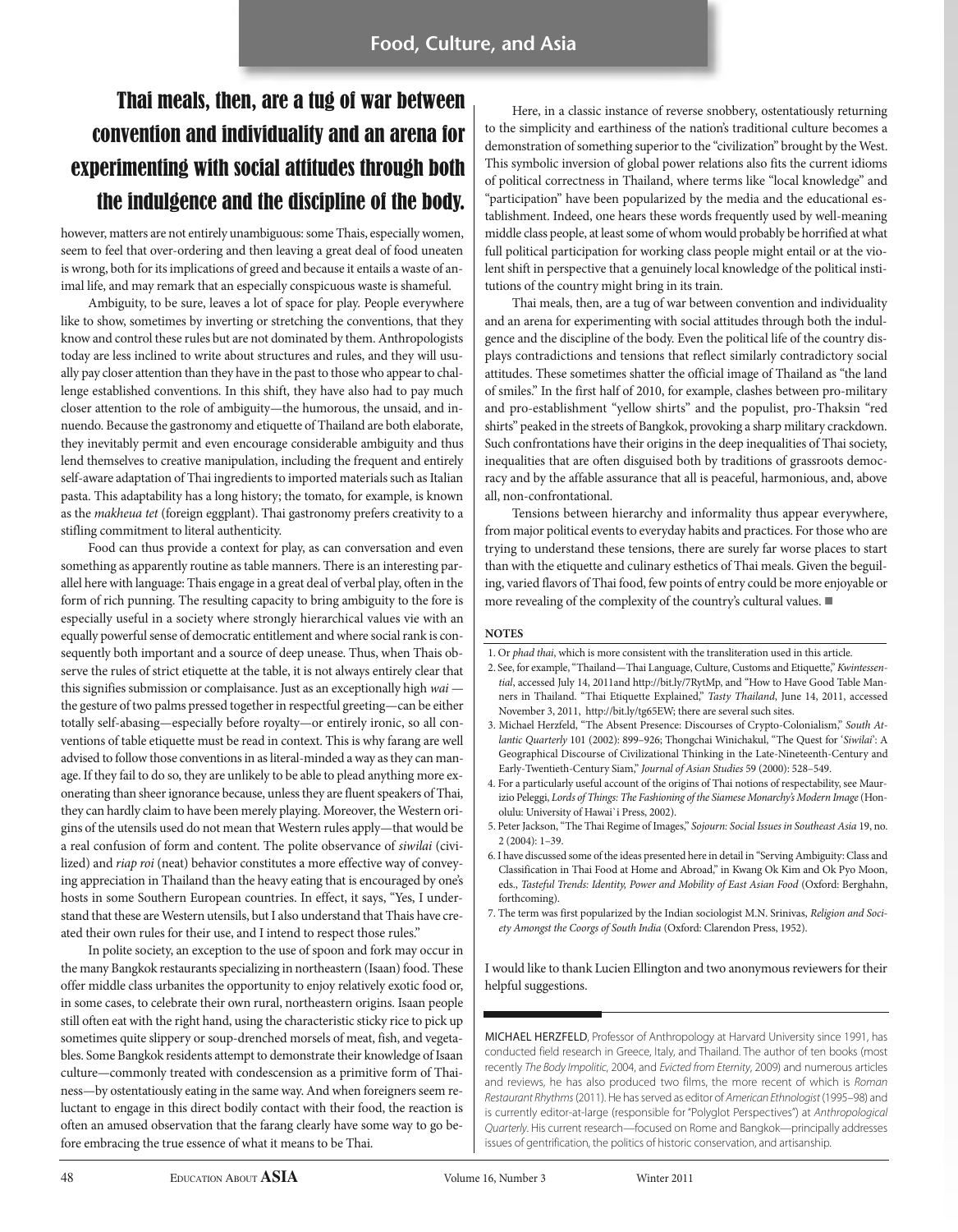Thai meals, then, are a tug of war between convention and individuality and an arena for experimenting with social attitudes through both the indulgence and the discipline of the body.

however, matters are not entirely unambiguous: some Thais, especially women, seem to feel that over-ordering and then leaving a great deal of food uneaten is wrong, both for its implications of greed and because it entails a waste of animal life, and may remark that an especially conspicuous waste is shameful.

Ambiguity, to be sure, leaves a lot of space for play. People everywhere like to show, sometimes by inverting or stretching the conventions, that they know and control these rules but are not dominated by them. Anthropologists today are less inclined to write about structures and rules, and they will usually pay closer attention than they have in the past to those who appear to challenge established conventions. In this shift, they have also had to pay much closer attention to the role of ambiguity—the humorous, the unsaid, and innuendo. Because the gastronomy and etiquette of Thailand are both elaborate, they inevitably permit and even encourage considerable ambiguity and thus lend themselves to creative manipulation, including the frequent and entirely self-aware adaptation of Thai ingredients to imported materials such as Italian pasta. This adaptability has a long history; the tomato, for example, is known as the *makheua tet* (foreign eggplant). Thai gastronomy prefers creativity to a stifling commitment to literal authenticity.

Food can thus provide a context for play, as can conversation and even something as apparently routine as table manners. There is an interesting parallel here with language: Thais engage in a great deal of verbal play, often in the form of rich punning. The resulting capacity to bring ambiguity to the fore is especially useful in a society where strongly hierarchical values vie with an equally powerful sense of democratic entitlement and where social rank is consequently both important and a source of deep unease. Thus, when Thais observe the rules of strict etiquette at the table, it is not always entirely clear that this signifies submission or complaisance. Just as an exceptionally high *wai* —the gesture of two palms pressed together in respectful greeting—can be either totally self-abasing—especially before royalty—or entirely ironic, so all conventions of table etiquette must be read in context. This is why farang are well advised to follow those conventions in as literal-minded a way as they can manage. If they fail to do so, they are unlikely to be able to plead anything more exonerating than sheer ignorance because, unless they are fluent speakers of Thai, they can hardly claim to have been merely playing. Moreover, the Western origins of the utensils used do not mean that Western rules apply—that would be a real confusion of form and content. The polite observance of *siwilai* (civilized) and *riap roi* (neat) behavior constitutes a more effective way of conveying appreciation in Thailand than the heavy eating that is encouraged by one's hosts in some Southern European countries. In effect, it says, "Yes, I understand that these are Western utensils, but I also understand that Thais have created their own rules for their use, and I intend to respect those rules."

In polite society, an exception to the use of spoon and fork may occur in the many Bangkok restaurants specializing in northeastern (Isaan) food. These offer middle class urbanites the opportunity to enjoy relatively exotic food or, in some cases, to celebrate their own rural, northeastern origins. Isaan people still often eat with the right hand, using the characteristic sticky rice to pick up sometimes quite slippery or soup-drenched morsels of meat, fish, and vegetables. Some Bangkok residents attempt to demonstrate their knowledge of Isaan culture—commonly treated with condescension as a primitive form of Thainess—by ostentatiously eating in the same way. And when foreigners seem reluctant to engage in this direct bodily contact with their food, the reaction is often an amused observation that the farang clearly have some way to go before embracing the true essence of what it means to be Thai.

Here, in a classic instance of reverse snobbery, ostentatiously returning to the simplicity and earthiness of the nation's traditional culture becomes a demonstration of something superior to the "civilization" brought by the West. This symbolic inversion of global power relations also fits the current idioms of political correctness in Thailand, where terms like "local knowledge" and "participation" have been popularized by the media and the educational establishment. Indeed, one hears these words frequently used by well-meaning middle class people, at least some of whom would probably be horrified at what full political participation for working class people might entail or at the violent shift in perspective that a genuinely local knowledge of the political institutions of the country might bring in its train.

Thai meals, then, are a tug of war between convention and individuality and an arena for experimenting with social attitudes through both the indulgence and the discipline of the body. Even the political life of the country displays contradictions and tensions that reflect similarly contradictory social attitudes. These sometimes shatter the official image of Thailand as "the land of smiles." In the first half of 2010, for example, clashes between pro-military and pro-establishment "yellow shirts" and the populist, pro-Thaksin "red shirts" peaked in the streets of Bangkok, provoking a sharp military crackdown. Such confrontations have their origins in the deep inequalities of Thai society, inequalities that are often disguised both by traditions of grassroots democracy and by the affable assurance that all is peaceful, harmonious, and, above all, non-confrontational.

Tensions between hierarchy and informality thus appear everywhere, from major political events to everyday habits and practices. For those who are trying to understand these tensions, there are surely far worse places to start than with the etiquette and culinary esthetics of Thai meals. Given the beguiling, varied flavors of Thai food, few points of entry could be more enjoyable or more revealing of the complexity of the country's cultural values. ■

## NOTES

1. Or *phad thai*, which is more consistent with the transliteration used in this article.
2. See, for example, "Thailand—Thai Language, Culture, Customs and Etiquette," *Kwintessential*, accessed July 14, 2011and http://bit.ly/7RytMp, and "How to Have Good Table Manners in Thailand. "Thai Etiquette Explained," *Tasty Thailand*, June 14, 2011, accessed November 3, 2011, http://bit.ly/tg65EW; there are several such sites.
3. Michael Herzfeld, "The Absent Presence: Discourses of Crypto-Colonialism," *South Atlantic Quarterly* 101 (2002): 899–926; Thongchai Winichakul, "The Quest for '*Siwilai*': A Geographical Discourse of Civilizational Thinking in the Late-Nineteenth-Century and Early-Twentieth-Century Siam," *Journal of Asian Studies* 59 (2000): 528–549.
4. For a particularly useful account of the origins of Thai notions of respectability, see Maurizio Peleggi, *Lords of Things: The Fashioning of the Siamese Monarchy's Modern Image* (Honolulu: University of Hawai`i Press, 2002).
5. Peter Jackson, "The Thai Regime of Images," *Sojourn: Social Issues in Southeast Asia* 19, no. 2 (2004): 1–39.
6. I have discussed some of the ideas presented here in detail in "Serving Ambiguity: Class and Classification in Thai Food at Home and Abroad," in Kwang Ok Kim and Ok Pyo Moon, eds., *Tasteful Trends: Identity, Power and Mobility of East Asian Food* (Oxford: Berghahn, forthcoming).
7. The term was first popularized by the Indian sociologist M.N. Srinivas, *Religion and Society Amongst the Coorgs of South India* (Oxford: Clarendon Press, 1952).

I would like to thank Lucien Ellington and two anonymous reviewers for their helpful suggestions.

MICHAEL HERZFELD, Professor of Anthropology at Harvard University since 1991, has conducted field research in Greece, Italy, and Thailand. The author of ten books (most recently *The Body Impolitic*, 2004, and *Evicted from Eternity*, 2009) and numerous articles and reviews, he has also produced two films, the more recent of which is *Roman Restaurant Rhythms* (2011). He has served as editor of *American Ethnologist* (1995–98) and is currently editor-at-large (responsible for "Polyglot Perspectives") at *Anthropological Quarterly*. His current research—focused on Rome and Bangkok—principally addresses issues of gentrification, the politics of historic conservation, and artisanship.